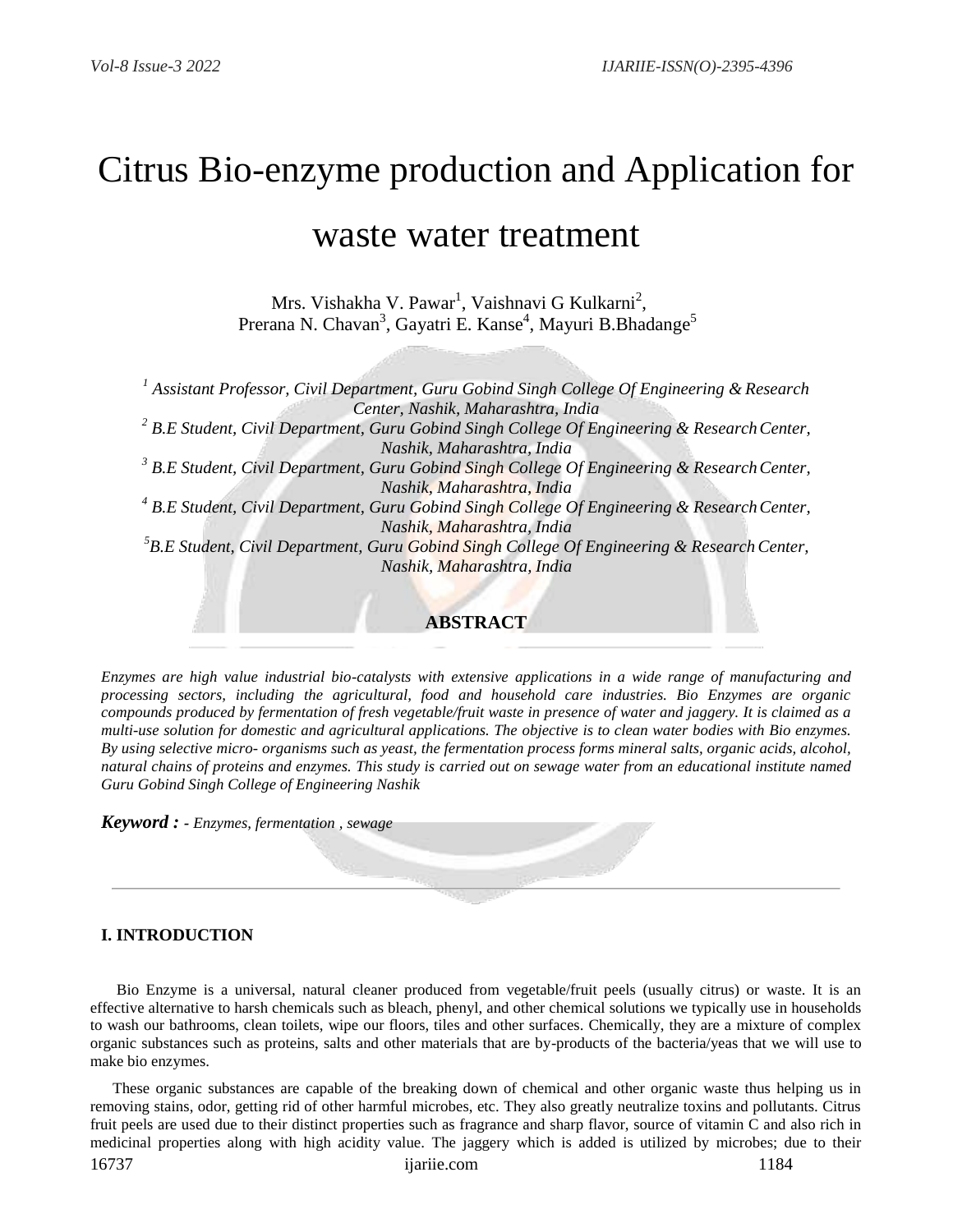# Citrus Bio-enzyme production and Application for waste water treatment

Mrs. Vishakha V. Pawar[1], Vaishnavi G Kulkarni[2], Prerana N. Chavan[3], Gayatri E. Kanse[4], Mayuri B.Bhadange[5]

*[1] Assistant Professor, Civil Department, Guru Gobind Singh College Of Engineering & Research Center, Nashik, Maharashtra, India*
*[2] B.E Student, Civil Department, Guru Gobind Singh College Of Engineering & Research Center, Nashik, Maharashtra, India*
*[3] B.E Student, Civil Department, Guru Gobind Singh College Of Engineering & Research Center, Nashik, Maharashtra, India*
*[4] B.E Student, Civil Department, Guru Gobind Singh College Of Engineering & Research Center, Nashik, Maharashtra, India*
*[5]B.E Student, Civil Department, Guru Gobind Singh College Of Engineering & Research Center, Nashik, Maharashtra, India*

## ABSTRACT

*Enzymes are high value industrial bio-catalysts with extensive applications in a wide range of manufacturing and processing sectors, including the agricultural, food and household care industries. Bio Enzymes are organic compounds produced by fermentation of fresh vegetable/fruit waste in presence of water and jaggery. It is claimed as a multi-use solution for domestic and agricultural applications. The objective is to clean water bodies with Bio enzymes. By using selective micro- organisms such as yeast, the fermentation process forms mineral salts, organic acids, alcohol, natural chains of proteins and enzymes. This study is carried out on sewage water from an educational institute named Guru Gobind Singh College of Engineering Nashik*

***Keyword :*** *- Enzymes, fermentation , sewage*

## I. INTRODUCTION

Bio Enzyme is a universal, natural cleaner produced from vegetable/fruit peels (usually citrus) or waste. It is an effective alternative to harsh chemicals such as bleach, phenyl, and other chemical solutions we typically use in households to wash our bathrooms, clean toilets, wipe our floors, tiles and other surfaces. Chemically, they are a mixture of complex organic substances such as proteins, salts and other materials that are by-products of the bacteria/yeas that we will use to make bio enzymes.

These organic substances are capable of the breaking down of chemical and other organic waste thus helping us in removing stains, odor, getting rid of other harmful microbes, etc. They also greatly neutralize toxins and pollutants. Citrus fruit peels are used due to their distinct properties such as fragrance and sharp flavor, source of vitamin C and also rich in medicinal properties along with high acidity value. The jaggery which is added is utilized by microbes; due to their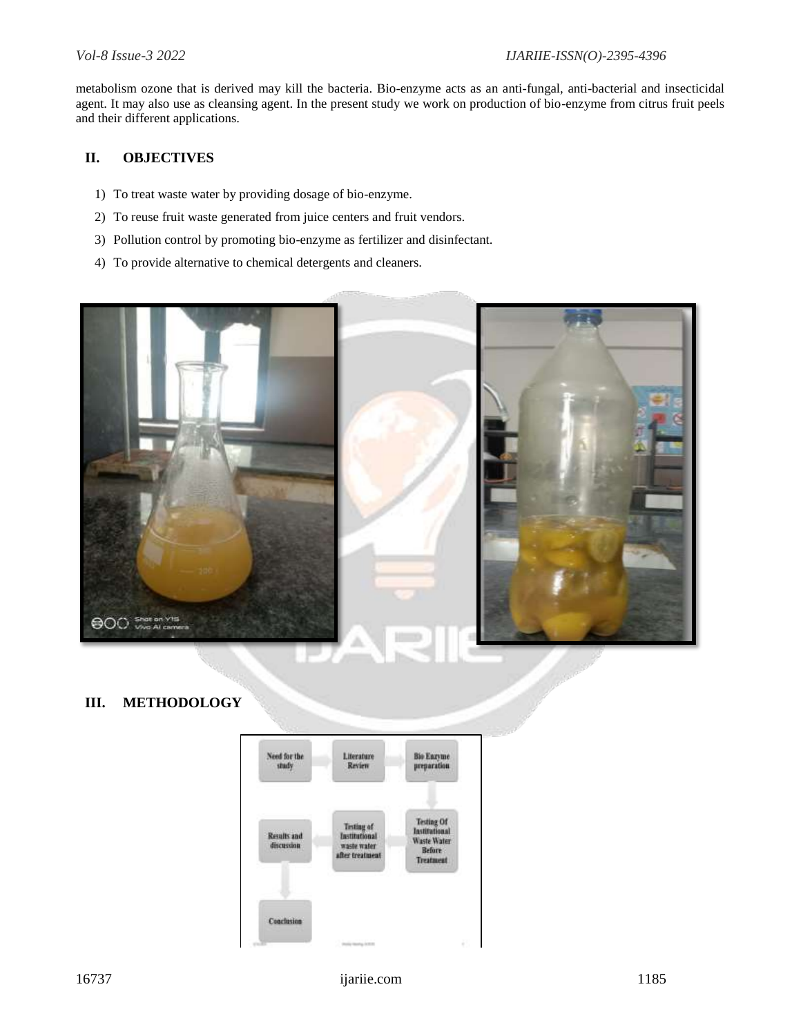metabolism ozone that is derived may kill the bacteria. Bio-enzyme acts as an anti-fungal, anti-bacterial and insecticidal agent. It may also use as cleansing agent. In the present study we work on production of bio-enzyme from citrus fruit peels and their different applications.

## II. OBJECTIVES

1) To treat waste water by providing dosage of bio-enzyme.
2) To reuse fruit waste generated from juice centers and fruit vendors.
3) Pollution control by promoting bio-enzyme as fertilizer and disinfectant.
4) To provide alternative to chemical detergents and cleaners.

## III. METHODOLOGY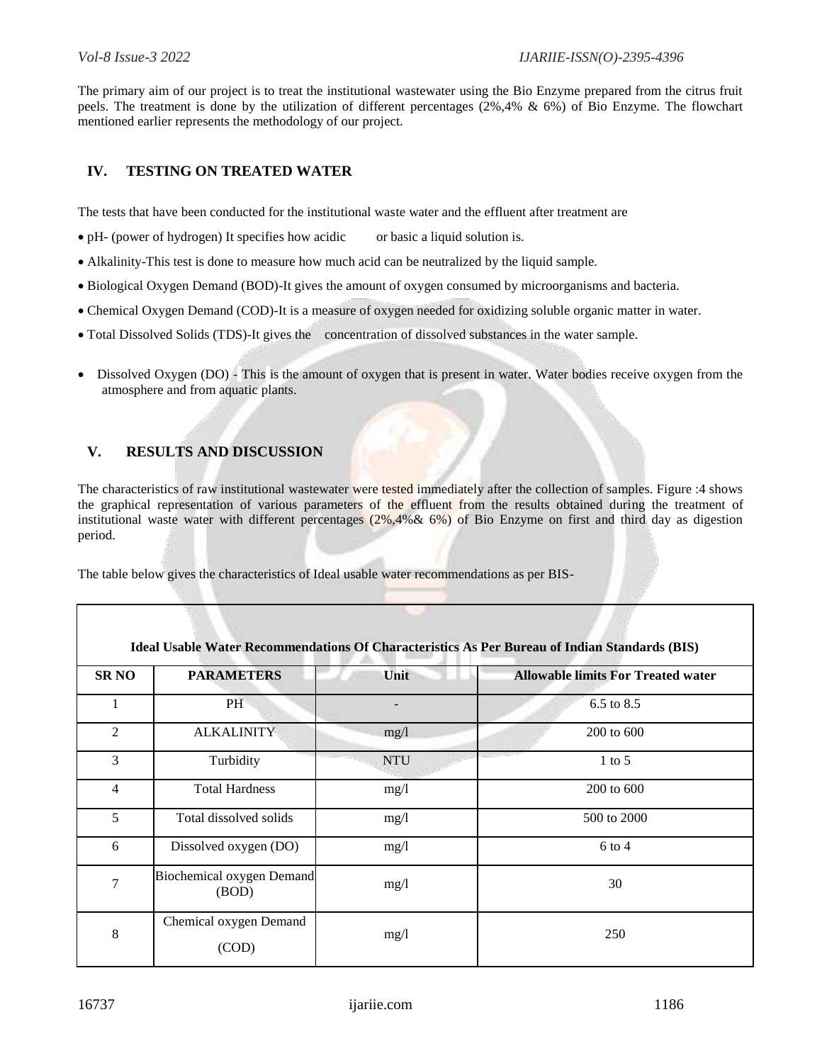The primary aim of our project is to treat the institutional wastewater using the Bio Enzyme prepared from the citrus fruit peels. The treatment is done by the utilization of different percentages (2%,4% & 6%) of Bio Enzyme. The flowchart mentioned earlier represents the methodology of our project.

## IV. TESTING ON TREATED WATER

The tests that have been conducted for the institutional waste water and the effluent after treatment are

- pH- (power of hydrogen) It specifies how acidic or basic a liquid solution is.
- Alkalinity-This test is done to measure how much acid can be neutralized by the liquid sample.
- Biological Oxygen Demand (BOD)-It gives the amount of oxygen consumed by microorganisms and bacteria.
- Chemical Oxygen Demand (COD)-It is a measure of oxygen needed for oxidizing soluble organic matter in water.
- Total Dissolved Solids (TDS)-It gives the concentration of dissolved substances in the water sample.
- Dissolved Oxygen (DO) - This is the amount of oxygen that is present in water. Water bodies receive oxygen from the atmosphere and from aquatic plants.

## V. RESULTS AND DISCUSSION

The characteristics of raw institutional wastewater were tested immediately after the collection of samples. Figure :4 shows the graphical representation of various parameters of the effluent from the results obtained during the treatment of institutional waste water with different percentages (2%,4%& 6%) of Bio Enzyme on first and third day as digestion period.

The table below gives the characteristics of Ideal usable water recommendations as per BIS-

**Ideal Usable Water Recommendations Of Characteristics As Per Bureau of Indian Standards (BIS)**

| SR NO | PARAMETERS | Unit | Allowable limits For Treated water |
|---|---|---|---|
| 1 | PH | - | 6.5 to 8.5 |
| 2 | ALKALINITY | mg/l | 200 to 600 |
| 3 | Turbidity | NTU | 1 to 5 |
| 4 | Total Hardness | mg/l | 200 to 600 |
| 5 | Total dissolved solids | mg/l | 500 to 2000 |
| 6 | Dissolved oxygen (DO) | mg/l | 6 to 4 |
| 7 | Biochemical oxygen Demand (BOD) | mg/l | 30 |
| 8 | Chemical oxygen Demand (COD) | mg/l | 250 |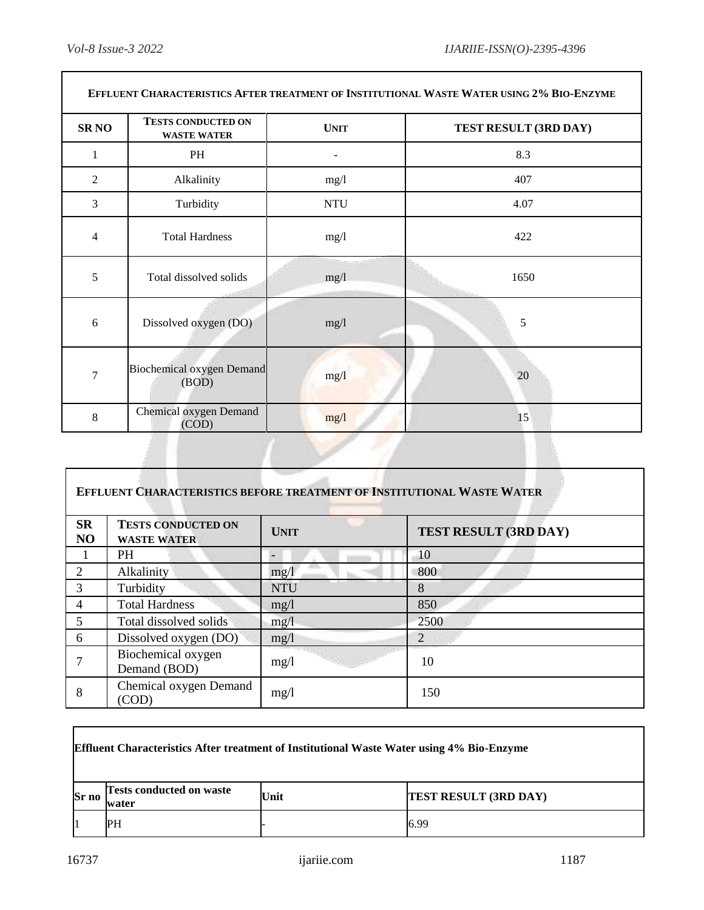| **EFFLUENT CHARACTERISTICS AFTER TREATMENT OF INSTITUTIONAL WASTE WATER USING 2% BIO-ENZYME** | | | |
|---|---|---|---|
| **SR NO** | **TESTS CONDUCTED ON WASTE WATER** | **UNIT** | **TEST RESULT (3RD DAY)** |
| 1 | PH | - | 8.3 |
| 2 | Alkalinity | mg/l | 407 |
| 3 | Turbidity | NTU | 4.07 |
| 4 | Total Hardness | mg/l | 422 |
| 5 | Total dissolved solids | mg/l | 1650 |
| 6 | Dissolved oxygen (DO) | mg/l | 5 |
| 7 | Biochemical oxygen Demand (BOD) | mg/l | 20 |
| 8 | Chemical oxygen Demand (COD) | mg/l | 15 |

| **EFFLUENT CHARACTERISTICS BEFORE TREATMENT OF INSTITUTIONAL WASTE WATER** | | | |
|---|---|---|---|
| **SR NO** | **TESTS CONDUCTED ON WASTE WATER** | **UNIT** | **TEST RESULT (3RD DAY)** |
| 1 | PH | - | 10 |
| 2 | Alkalinity | mg/l | 800 |
| 3 | Turbidity | NTU | 8 |
| 4 | Total Hardness | mg/l | 850 |
| 5 | Total dissolved solids | mg/l | 2500 |
| 6 | Dissolved oxygen (DO) | mg/l | 2 |
| 7 | Biochemical oxygen Demand (BOD) | mg/l | 10 |
| 8 | Chemical oxygen Demand (COD) | mg/l | 150 |

| **Effluent Characteristics After treatment of Institutional Waste Water using 4% Bio-Enzyme** | | | |
|---|---|---|---|
| **Sr no** | **Tests conducted on waste water** | **Unit** | **TEST RESULT (3RD DAY)** |
| 1 | PH | - | 6.99 |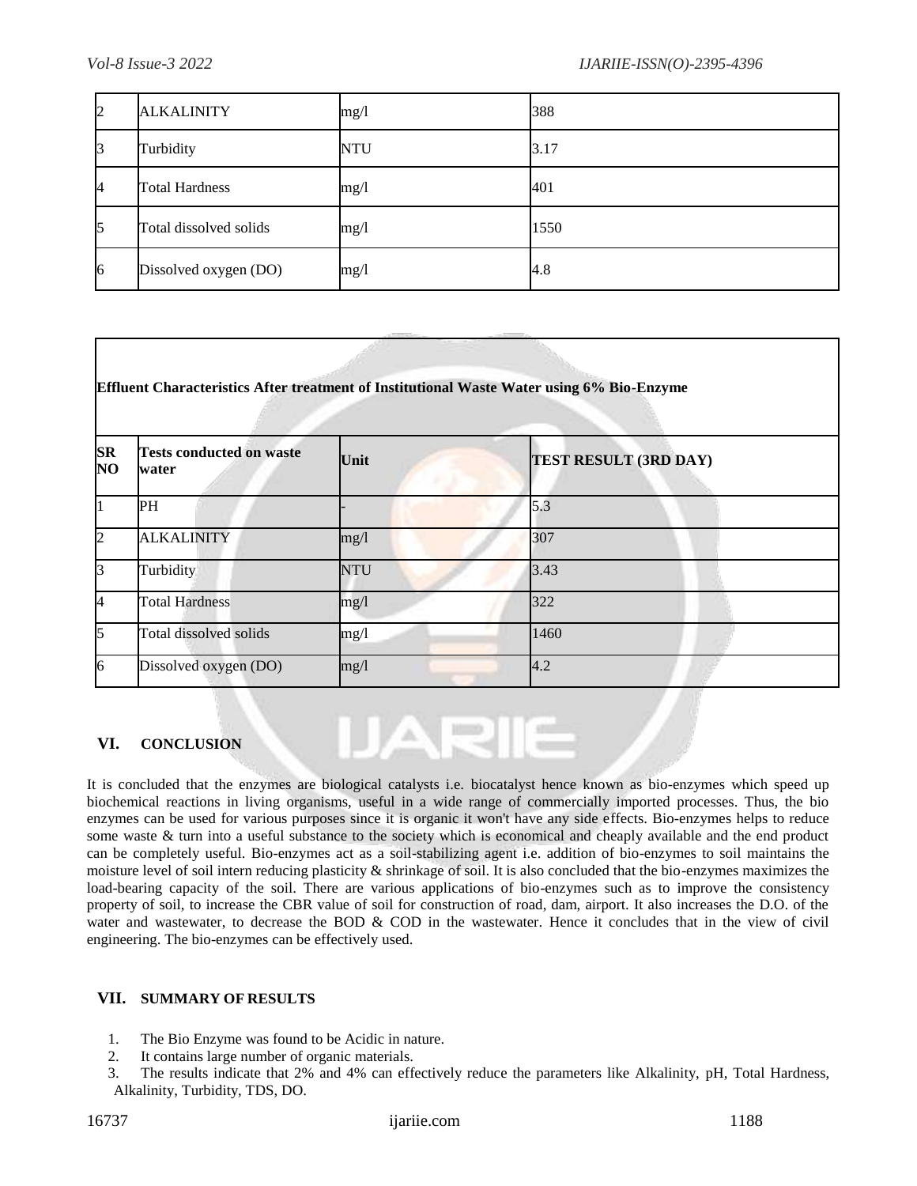| 2 | ALKALINITY | mg/l | 388 |
|---|---|---|---|
| 3 | Turbidity | NTU | 3.17 |
| 4 | Total Hardness | mg/l | 401 |
| 5 | Total dissolved solids | mg/l | 1550 |
| 6 | Dissolved oxygen (DO) | mg/l | 4.8 |

| **Effluent Characteristics After treatment of Institutional Waste Water using 6% Bio-Enzyme** | | | |
|---|---|---|---|
| **SR NO** | **Tests conducted on waste water** | **Unit** | **TEST RESULT (3RD DAY)** |
| 1 | PH | - | 5.3 |
| 2 | ALKALINITY | mg/l | 307 |
| 3 | Turbidity | NTU | 3.43 |
| 4 | Total Hardness | mg/l | 322 |
| 5 | Total dissolved solids | mg/l | 1460 |
| 6 | Dissolved oxygen (DO) | mg/l | 4.2 |

## VI. CONCLUSION

It is concluded that the enzymes are biological catalysts i.e. biocatalyst hence known as bio-enzymes which speed up biochemical reactions in living organisms, useful in a wide range of commercially imported processes. Thus, the bio enzymes can be used for various purposes since it is organic it won't have any side effects. Bio-enzymes helps to reduce some waste & turn into a useful substance to the society which is economical and cheaply available and the end product can be completely useful. Bio-enzymes act as a soil-stabilizing agent i.e. addition of bio-enzymes to soil maintains the moisture level of soil intern reducing plasticity & shrinkage of soil. It is also concluded that the bio-enzymes maximizes the load-bearing capacity of the soil. There are various applications of bio-enzymes such as to improve the consistency property of soil, to increase the CBR value of soil for construction of road, dam, airport. It also increases the D.O. of the water and wastewater, to decrease the BOD & COD in the wastewater. Hence it concludes that in the view of civil engineering. The bio-enzymes can be effectively used.

## VII. SUMMARY OF RESULTS

1. The Bio Enzyme was found to be Acidic in nature.
2. It contains large number of organic materials.
3. The results indicate that 2% and 4% can effectively reduce the parameters like Alkalinity, pH, Total Hardness, Alkalinity, Turbidity, TDS, DO.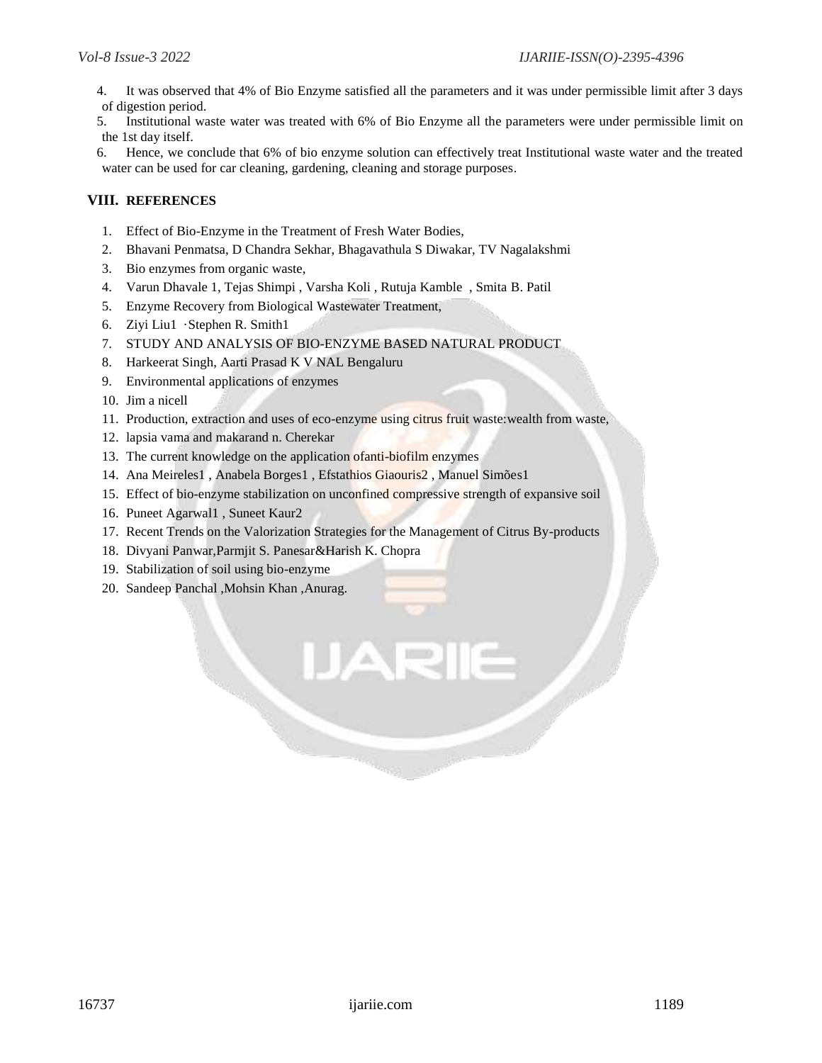4. It was observed that 4% of Bio Enzyme satisfied all the parameters and it was under permissible limit after 3 days of digestion period.
5. Institutional waste water was treated with 6% of Bio Enzyme all the parameters were under permissible limit on the 1st day itself.
6. Hence, we conclude that 6% of bio enzyme solution can effectively treat Institutional waste water and the treated water can be used for car cleaning, gardening, cleaning and storage purposes.

## VIII. REFERENCES

1. Effect of Bio-Enzyme in the Treatment of Fresh Water Bodies,
2. Bhavani Penmatsa, D Chandra Sekhar, Bhagavathula S Diwakar, TV Nagalakshmi
3. Bio enzymes from organic waste,
4. Varun Dhavale 1, Tejas Shimpi , Varsha Koli , Rutuja Kamble , Smita B. Patil
5. Enzyme Recovery from Biological Wastewater Treatment,
6. Ziyi Liu1 ·Stephen R. Smith1
7. STUDY AND ANALYSIS OF BIO-ENZYME BASED NATURAL PRODUCT
8. Harkeerat Singh, Aarti Prasad K V NAL Bengaluru
9. Environmental applications of enzymes
10. Jim a nicell
11. Production, extraction and uses of eco-enzyme using citrus fruit waste:wealth from waste,
12. lapsia vama and makarand n. Cherekar
13. The current knowledge on the application ofanti-biofilm enzymes
14. Ana Meireles1 , Anabela Borges1 , Efstathios Giaouris2 , Manuel Simões1
15. Effect of bio-enzyme stabilization on unconfined compressive strength of expansive soil
16. Puneet Agarwal1 , Suneet Kaur2
17. Recent Trends on the Valorization Strategies for the Management of Citrus By-products
18. Divyani Panwar,Parmjit S. Panesar&Harish K. Chopra
19. Stabilization of soil using bio-enzyme
20. Sandeep Panchal ,Mohsin Khan ,Anurag.